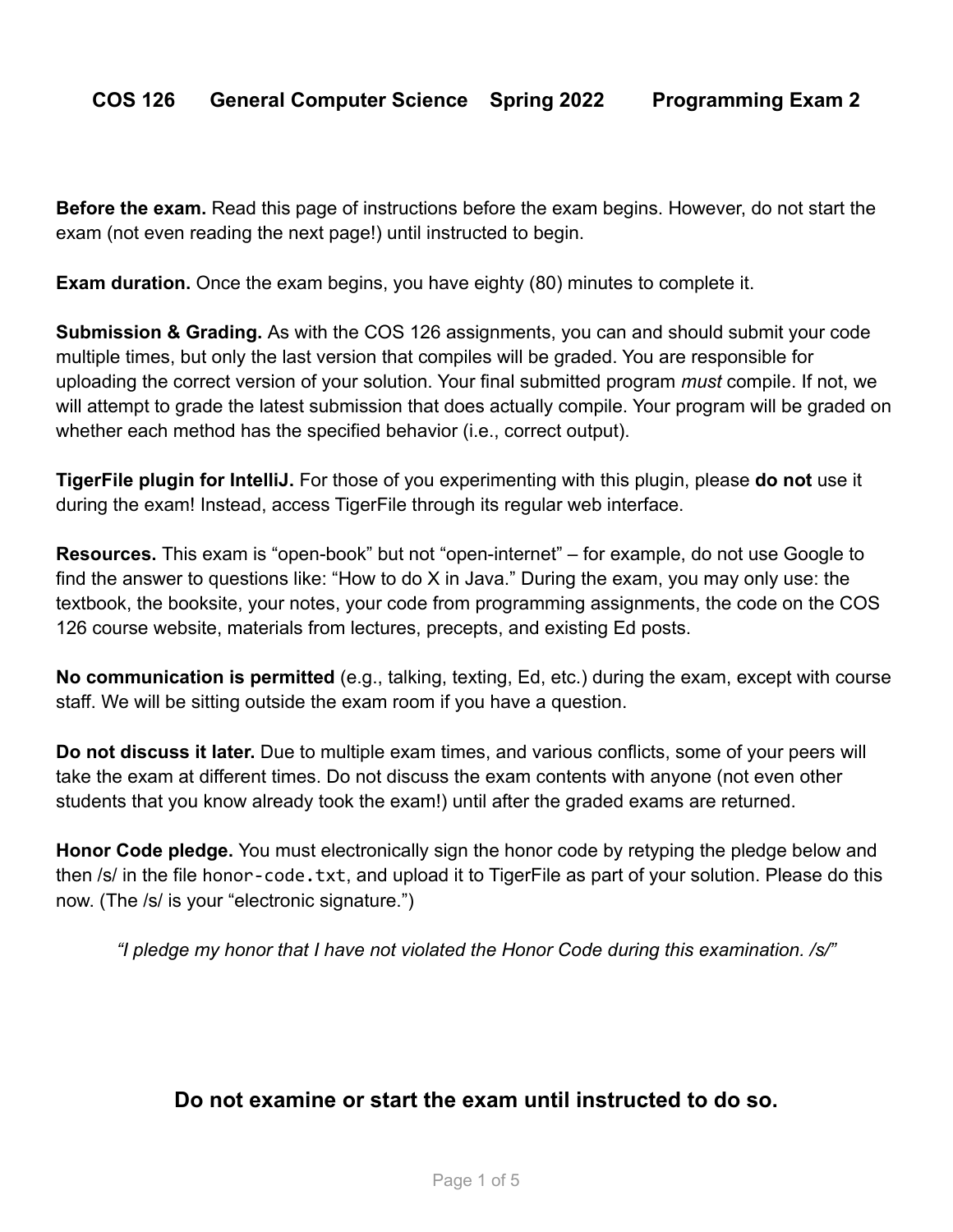# COS 126 General Computer Science Spring 2022 Programming Exam 2

**Before the exam.** Read this page of instructions before the exam begins. However, do not start the exam (not even reading the next page!) until instructed to begin.

**Exam duration.** Once the exam begins, you have eighty (80) minutes to complete it.

**Submission & Grading.** As with the COS 126 assignments, you can and should submit your code multiple times, but only the last version that compiles will be graded. You are responsible for uploading the correct version of your solution. Your final submitted program *must* compile. If not, we will attempt to grade the latest submission that does actually compile. Your program will be graded on whether each method has the specified behavior (i.e., correct output).

**TigerFile plugin for IntelliJ.** For those of you experimenting with this plugin, please **do not** use it during the exam! Instead, access TigerFile through its regular web interface.

**Resources.** This exam is "open-book" but not "open-internet" – for example, do not use Google to find the answer to questions like: "How to do X in Java." During the exam, you may only use: the textbook, the booksite, your notes, your code from programming assignments, the code on the COS 126 course website, materials from lectures, precepts, and existing Ed posts.

**No communication is permitted** (e.g., talking, texting, Ed, etc.) during the exam, except with course staff. We will be sitting outside the exam room if you have a question.

**Do not discuss it later.** Due to multiple exam times, and various conflicts, some of your peers will take the exam at different times. Do not discuss the exam contents with anyone (not even other students that you know already took the exam!) until after the graded exams are returned.

**Honor Code pledge.** You must electronically sign the honor code by retyping the pledge below and then /s/ in the file `honor-code.txt`, and upload it to TigerFile as part of your solution. Please do this now. (The /s/ is your "electronic signature.")

*"I pledge my honor that I have not violated the Honor Code during this examination. /s/"*

## Do not examine or start the exam until instructed to do so.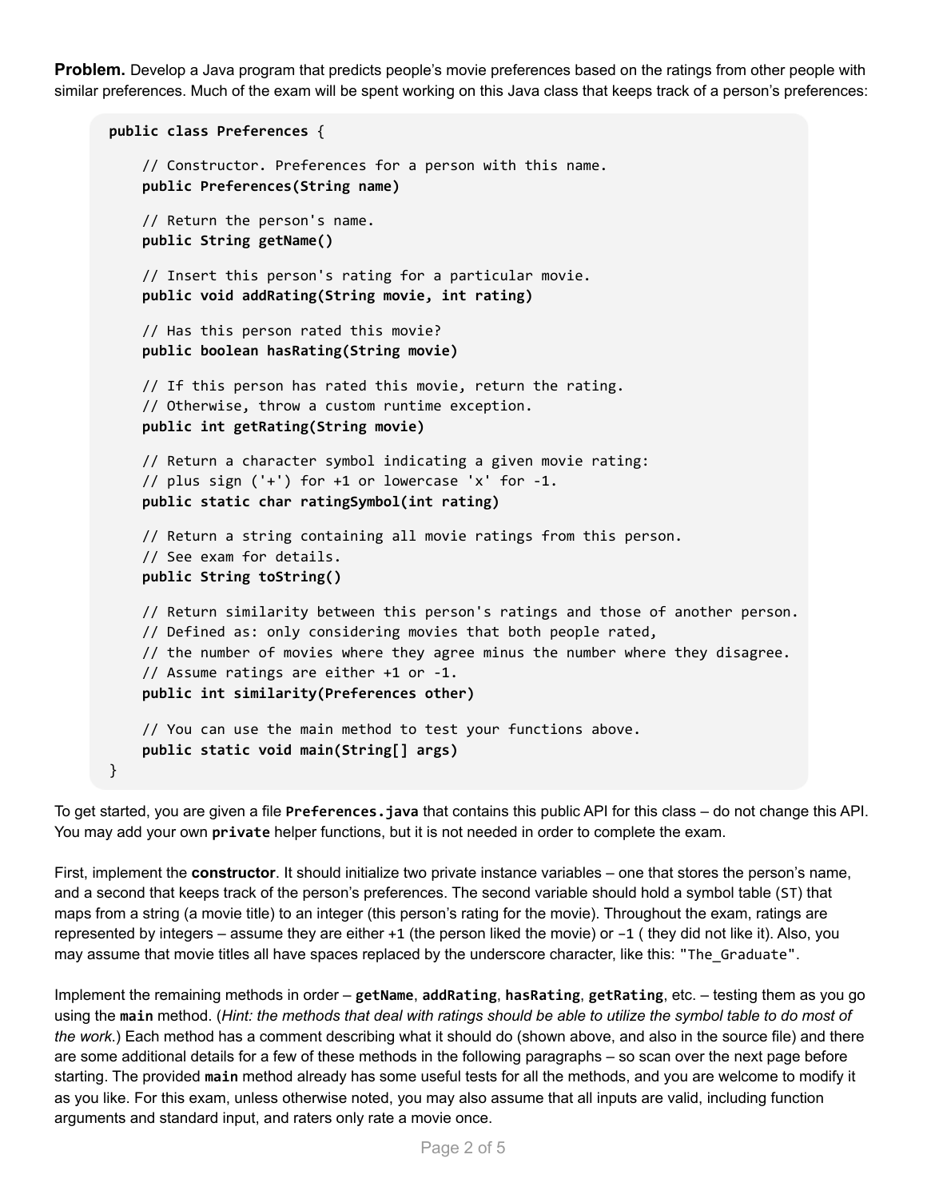**Problem.** Develop a Java program that predicts people's movie preferences based on the ratings from other people with similar preferences. Much of the exam will be spent working on this Java class that keeps track of a person's preferences:

```
public class Preferences {

    // Constructor. Preferences for a person with this name.
    public Preferences(String name)

    // Return the person's name.
    public String getName()

    // Insert this person's rating for a particular movie.
    public void addRating(String movie, int rating)

    // Has this person rated this movie?
    public boolean hasRating(String movie)

    // If this person has rated this movie, return the rating.
    // Otherwise, throw a custom runtime exception.
    public int getRating(String movie)

    // Return a character symbol indicating a given movie rating:
    // plus sign ('+') for +1 or lowercase 'x' for -1.
    public static char ratingSymbol(int rating)

    // Return a string containing all movie ratings from this person.
    // See exam for details.
    public String toString()

    // Return similarity between this person's ratings and those of another person.
    // Defined as: only considering movies that both people rated,
    // the number of movies where they agree minus the number where they disagree.
    // Assume ratings are either +1 or -1.
    public int similarity(Preferences other)

    // You can use the main method to test your functions above.
    public static void main(String[] args)
}
```

To get started, you are given a file **`Preferences.java`** that contains this public API for this class – do not change this API. You may add your own **`private`** helper functions, but it is not needed in order to complete the exam.

First, implement the **constructor**. It should initialize two private instance variables – one that stores the person's name, and a second that keeps track of the person's preferences. The second variable should hold a symbol table (`ST`) that maps from a string (a movie title) to an integer (this person's rating for the movie). Throughout the exam, ratings are represented by integers – assume they are either `+1` (the person liked the movie) or `-1` ( they did not like it). Also, you may assume that movie titles all have spaces replaced by the underscore character, like this: `"The_Graduate"`.

Implement the remaining methods in order – **`getName`**, **`addRating`**, **`hasRating`**, **`getRating`**, etc. – testing them as you go using the **`main`** method. (*Hint: the methods that deal with ratings should be able to utilize the symbol table to do most of the work.*) Each method has a comment describing what it should do (shown above, and also in the source file) and there are some additional details for a few of these methods in the following paragraphs – so scan over the next page before starting. The provided **`main`** method already has some useful tests for all the methods, and you are welcome to modify it as you like. For this exam, unless otherwise noted, you may also assume that all inputs are valid, including function arguments and standard input, and raters only rate a movie once.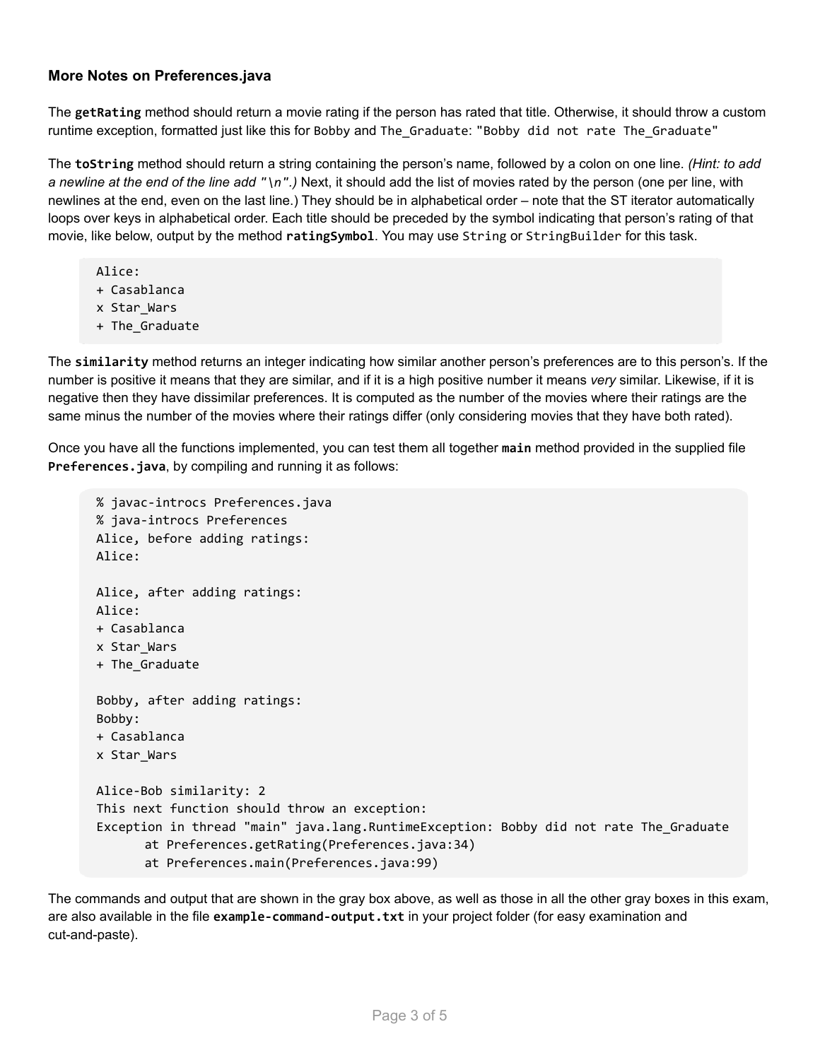### More Notes on Preferences.java

The **`getRating`** method should return a movie rating if the person has rated that title. Otherwise, it should throw a custom runtime exception, formatted just like this for `Bobby` and `The_Graduate`: `"Bobby did not rate The_Graduate"`

The **`toString`** method should return a string containing the person's name, followed by a colon on one line. *(Hint: to add a newline at the end of the line add `"\n"`.)* Next, it should add the list of movies rated by the person (one per line, with newlines at the end, even on the last line.) They should be in alphabetical order – note that the ST iterator automatically loops over keys in alphabetical order. Each title should be preceded by the symbol indicating that person's rating of that movie, like below, output by the method **`ratingSymbol`**. You may use `String` or `StringBuilder` for this task.

```
Alice:
+ Casablanca
x Star_Wars
+ The_Graduate
```

The **`similarity`** method returns an integer indicating how similar another person's preferences are to this person's. If the number is positive it means that they are similar, and if it is a high positive number it means *very* similar. Likewise, if it is negative then they have dissimilar preferences. It is computed as the number of the movies where their ratings are the same minus the number of the movies where their ratings differ (only considering movies that they have both rated).

Once you have all the functions implemented, you can test them all together **`main`** method provided in the supplied file **`Preferences.java`**, by compiling and running it as follows:

```
% javac-introcs Preferences.java
% java-introcs Preferences
Alice, before adding ratings:
Alice:

Alice, after adding ratings:
Alice:
+ Casablanca
x Star_Wars
+ The_Graduate

Bobby, after adding ratings:
Bobby:
+ Casablanca
x Star_Wars

Alice-Bob similarity: 2
This next function should throw an exception:
Exception in thread "main" java.lang.RuntimeException: Bobby did not rate The_Graduate
        at Preferences.getRating(Preferences.java:34)
        at Preferences.main(Preferences.java:99)
```

The commands and output that are shown in the gray box above, as well as those in all the other gray boxes in this exam, are also available in the file **`example-command-output.txt`** in your project folder (for easy examination and cut-and-paste).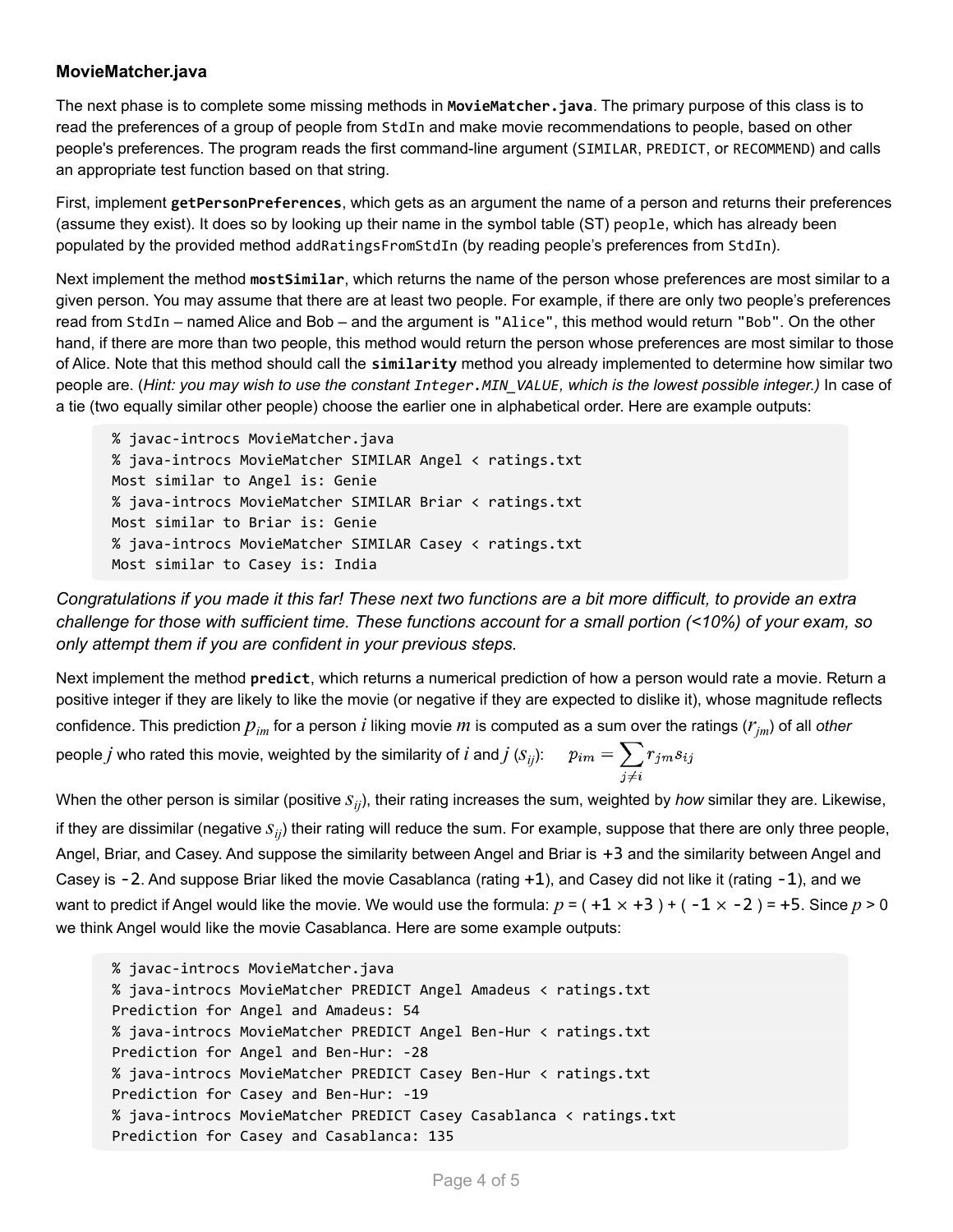### MovieMatcher.java

The next phase is to complete some missing methods in **`MovieMatcher.java`**. The primary purpose of this class is to read the preferences of a group of people from `StdIn` and make movie recommendations to people, based on other people's preferences. The program reads the first command-line argument (`SIMILAR`, `PREDICT`, or `RECOMMEND`) and calls an appropriate test function based on that string.

First, implement **`getPersonPreferences`**, which gets as an argument the name of a person and returns their preferences (assume they exist). It does so by looking up their name in the symbol table (ST) `people`, which has already been populated by the provided method `addRatingsFromStdIn` (by reading people's preferences from `StdIn`).

Next implement the method **`mostSimilar`**, which returns the name of the person whose preferences are most similar to a given person. You may assume that there are at least two people. For example, if there are only two people's preferences read from `StdIn` – named Alice and Bob – and the argument is `"Alice"`, this method would return `"Bob"`. On the other hand, if there are more than two people, this method would return the person whose preferences are most similar to those of Alice. Note that this method should call the **`similarity`** method you already implemented to determine how similar two people are. (*Hint: you may wish to use the constant `Integer.MIN_VALUE`, which is the lowest possible integer.)* In case of a tie (two equally similar other people) choose the earlier one in alphabetical order. Here are example outputs:

```
% javac-introcs MovieMatcher.java
% java-introcs MovieMatcher SIMILAR Angel < ratings.txt
Most similar to Angel is: Genie
% java-introcs MovieMatcher SIMILAR Briar < ratings.txt
Most similar to Briar is: Genie
% java-introcs MovieMatcher SIMILAR Casey < ratings.txt
Most similar to Casey is: India
```

*Congratulations if you made it this far! These next two functions are a bit more difficult, to provide an extra challenge for those with sufficient time. These functions account for a small portion (<10%) of your exam, so only attempt them if you are confident in your previous steps.*

Next implement the method **`predict`**, which returns a numerical prediction of how a person would rate a movie. Return a positive integer if they are likely to like the movie (or negative if they are expected to dislike it), whose magnitude reflects confidence. This prediction $p_{im}$ for a person $i$ liking movie $m$ is computed as a sum over the ratings ($r_{jm}$) of all *other* people $j$ who rated this movie, weighted by the similarity of $i$ and $j$ ($s_{ij}$): $p_{im} = \sum_{j \neq i} r_{jm} s_{ij}$

When the other person is similar (positive $s_{ij}$), their rating increases the sum, weighted by *how* similar they are. Likewise, if they are dissimilar (negative $s_{ij}$) their rating will reduce the sum. For example, suppose that there are only three people, Angel, Briar, and Casey. And suppose the similarity between Angel and Briar is `+3` and the similarity between Angel and Casey is `-2`. And suppose Briar liked the movie Casablanca (rating `+1`), and Casey did not like it (rating `-1`), and we want to predict if Angel would like the movie. We would use the formula: $p$ = ( `+1` × `+3` ) + ( `-1` × `-2` ) = `+5`. Since $p > 0$ we think Angel would like the movie Casablanca. Here are some example outputs:

```
% javac-introcs MovieMatcher.java
% java-introcs MovieMatcher PREDICT Angel Amadeus < ratings.txt
Prediction for Angel and Amadeus: 54
% java-introcs MovieMatcher PREDICT Angel Ben-Hur < ratings.txt
Prediction for Angel and Ben-Hur: -28
% java-introcs MovieMatcher PREDICT Casey Ben-Hur < ratings.txt
Prediction for Casey and Ben-Hur: -19
% java-introcs MovieMatcher PREDICT Casey Casablanca < ratings.txt
Prediction for Casey and Casablanca: 135
```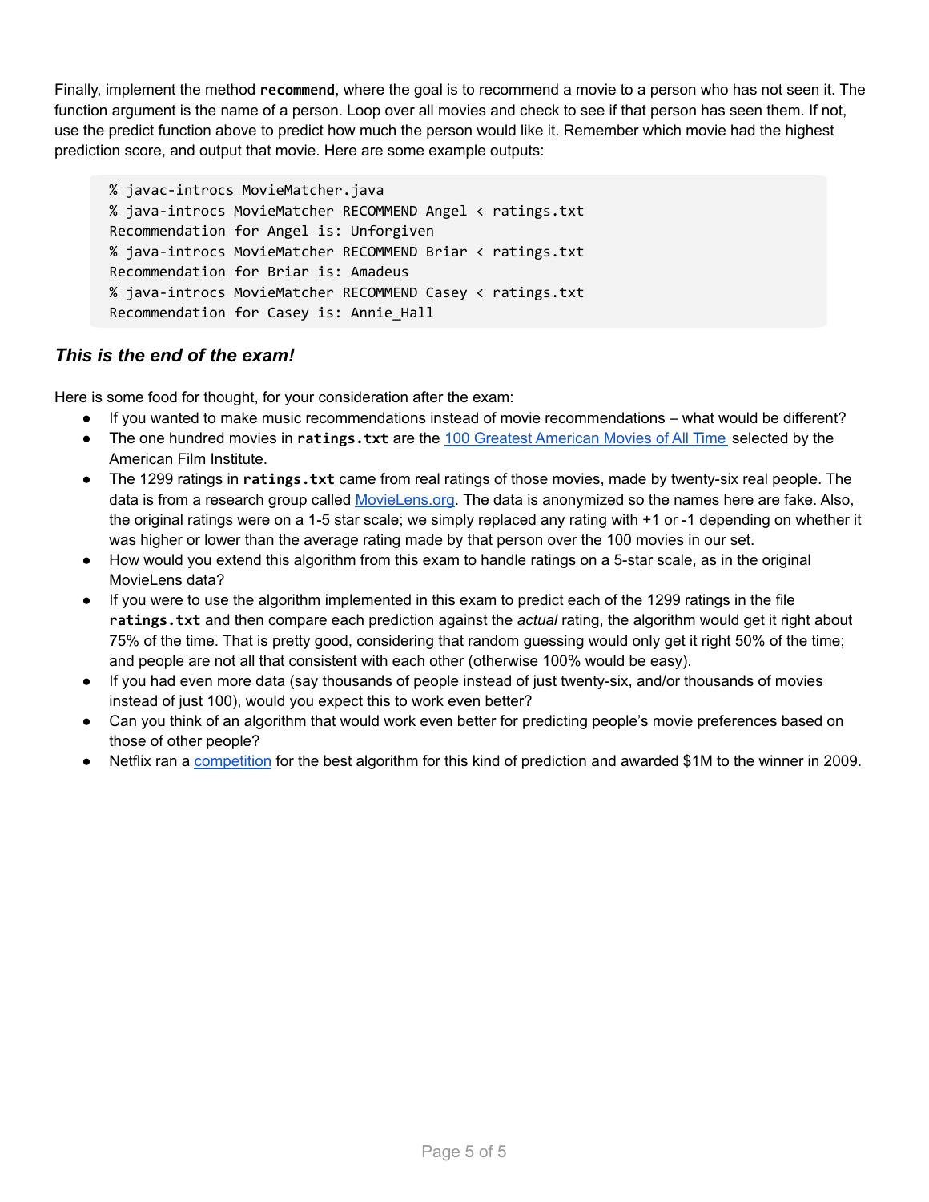Finally, implement the method **recommend**, where the goal is to recommend a movie to a person who has not seen it. The function argument is the name of a person. Loop over all movies and check to see if that person has seen them. If not, use the predict function above to predict how much the person would like it. Remember which movie had the highest prediction score, and output that movie. Here are some example outputs:

```
% javac-introcs MovieMatcher.java
% java-introcs MovieMatcher RECOMMEND Angel < ratings.txt
Recommendation for Angel is: Unforgiven
% java-introcs MovieMatcher RECOMMEND Briar < ratings.txt
Recommendation for Briar is: Amadeus
% java-introcs MovieMatcher RECOMMEND Casey < ratings.txt
Recommendation for Casey is: Annie_Hall
```

### ***This is the end of the exam!***

Here is some food for thought, for your consideration after the exam:

- If you wanted to make music recommendations instead of movie recommendations – what would be different?
- The one hundred movies in **ratings.txt** are the 100 Greatest American Movies of All Time selected by the American Film Institute.
- The 1299 ratings in **ratings.txt** came from real ratings of those movies, made by twenty-six real people. The data is from a research group called MovieLens.org. The data is anonymized so the names here are fake. Also, the original ratings were on a 1-5 star scale; we simply replaced any rating with +1 or -1 depending on whether it was higher or lower than the average rating made by that person over the 100 movies in our set.
- How would you extend this algorithm from this exam to handle ratings on a 5-star scale, as in the original MovieLens data?
- If you were to use the algorithm implemented in this exam to predict each of the 1299 ratings in the file **ratings.txt** and then compare each prediction against the *actual* rating, the algorithm would get it right about 75% of the time. That is pretty good, considering that random guessing would only get it right 50% of the time; and people are not all that consistent with each other (otherwise 100% would be easy).
- If you had even more data (say thousands of people instead of just twenty-six, and/or thousands of movies instead of just 100), would you expect this to work even better?
- Can you think of an algorithm that would work even better for predicting people's movie preferences based on those of other people?
- Netflix ran a competition for the best algorithm for this kind of prediction and awarded $1M to the winner in 2009.